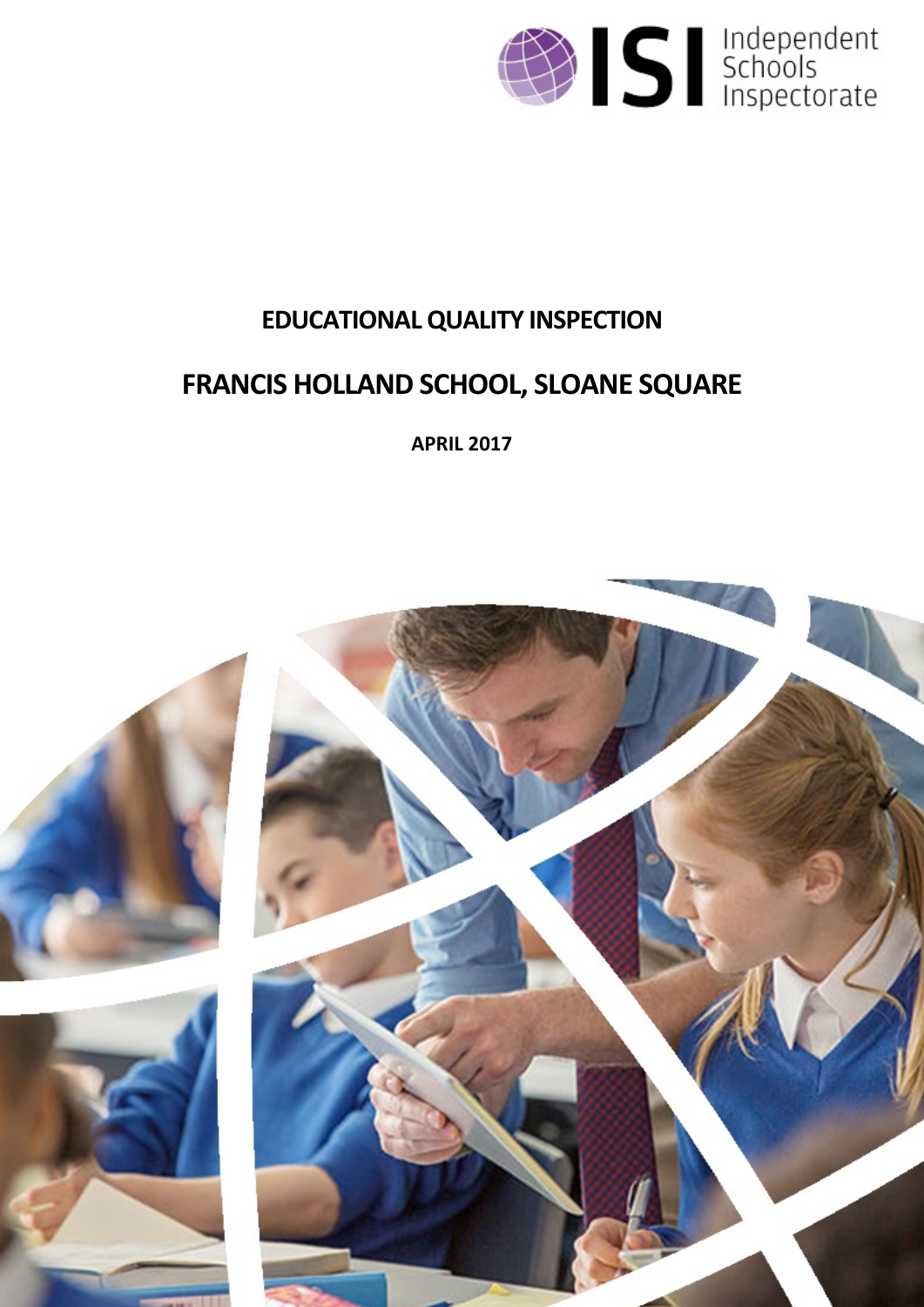ISI Independent Schools Inspectorate

# EDUCATIONAL QUALITY INSPECTION

# FRANCIS HOLLAND SCHOOL, SLOANE SQUARE

**APRIL 2017**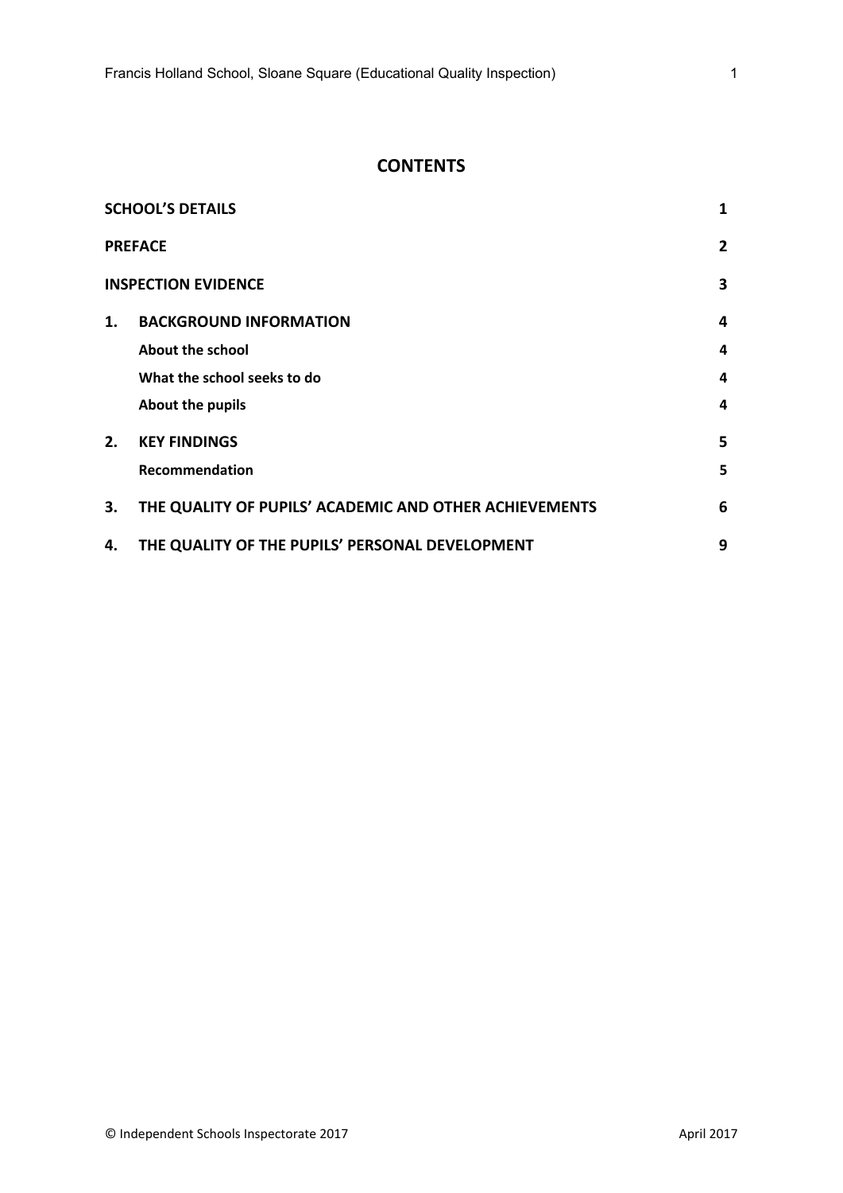# CONTENTS

| | | |
|---|---|---|
| **SCHOOL'S DETAILS** | | **1** |
| **PREFACE** | | **2** |
| **INSPECTION EVIDENCE** | | **3** |
| **1.** | **BACKGROUND INFORMATION** | **4** |
| | **About the school** | **4** |
| | **What the school seeks to do** | **4** |
| | **About the pupils** | **4** |
| **2.** | **KEY FINDINGS** | **5** |
| | **Recommendation** | **5** |
| **3.** | **THE QUALITY OF PUPILS' ACADEMIC AND OTHER ACHIEVEMENTS** | **6** |
| **4.** | **THE QUALITY OF THE PUPILS' PERSONAL DEVELOPMENT** | **9** |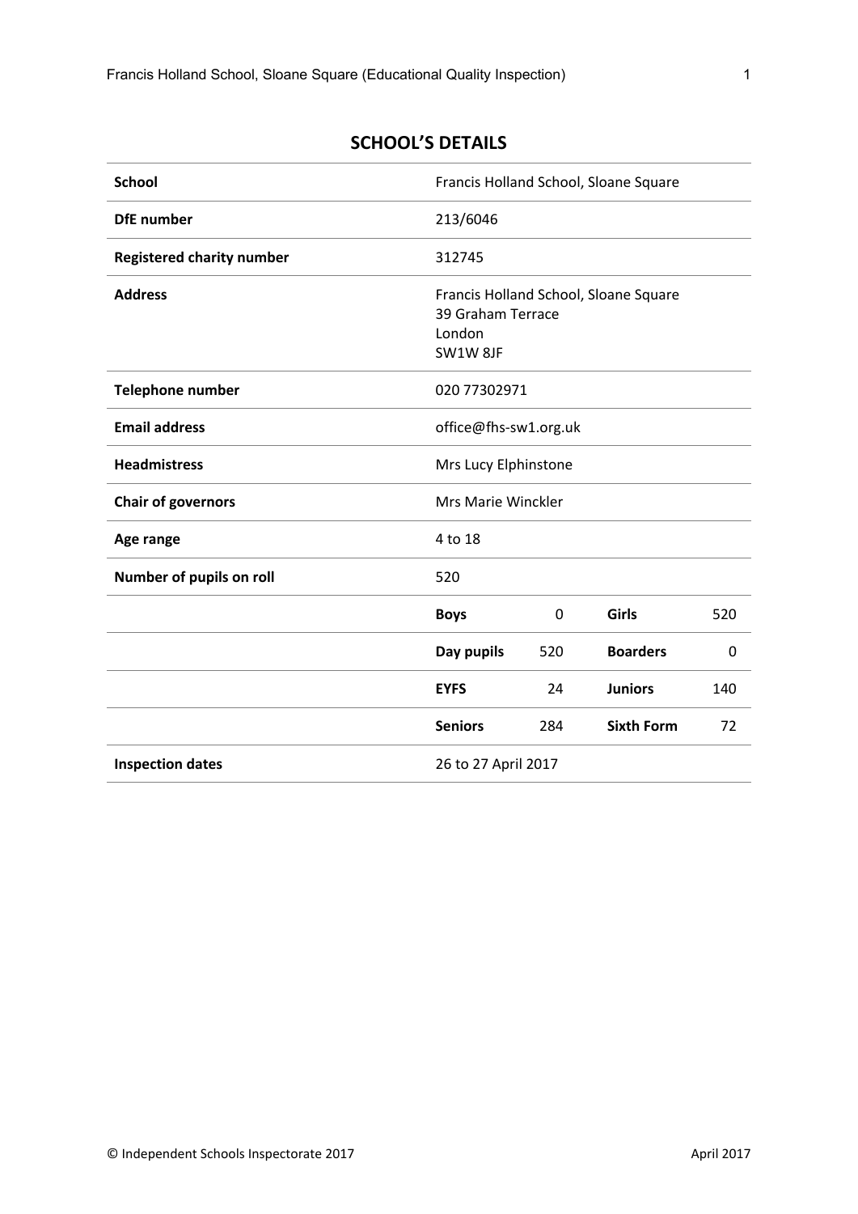## SCHOOL'S DETAILS

| | | | | |
|---|---|---|---|---|
| **School** | Francis Holland School, Sloane Square | | | |
| **DfE number** | 213/6046 | | | |
| **Registered charity number** | 312745 | | | |
| **Address** | Francis Holland School, Sloane Square<br>39 Graham Terrace<br>London<br>SW1W 8JF | | | |
| **Telephone number** | 020 77302971 | | | |
| **Email address** | office@fhs-sw1.org.uk | | | |
| **Headmistress** | Mrs Lucy Elphinstone | | | |
| **Chair of governors** | Mrs Marie Winckler | | | |
| **Age range** | 4 to 18 | | | |
| **Number of pupils on roll** | 520 | | | |
| | **Boys** | 0 | **Girls** | 520 |
| | **Day pupils** | 520 | **Boarders** | 0 |
| | **EYFS** | 24 | **Juniors** | 140 |
| | **Seniors** | 284 | **Sixth Form** | 72 |
| **Inspection dates** | 26 to 27 April 2017 | | | |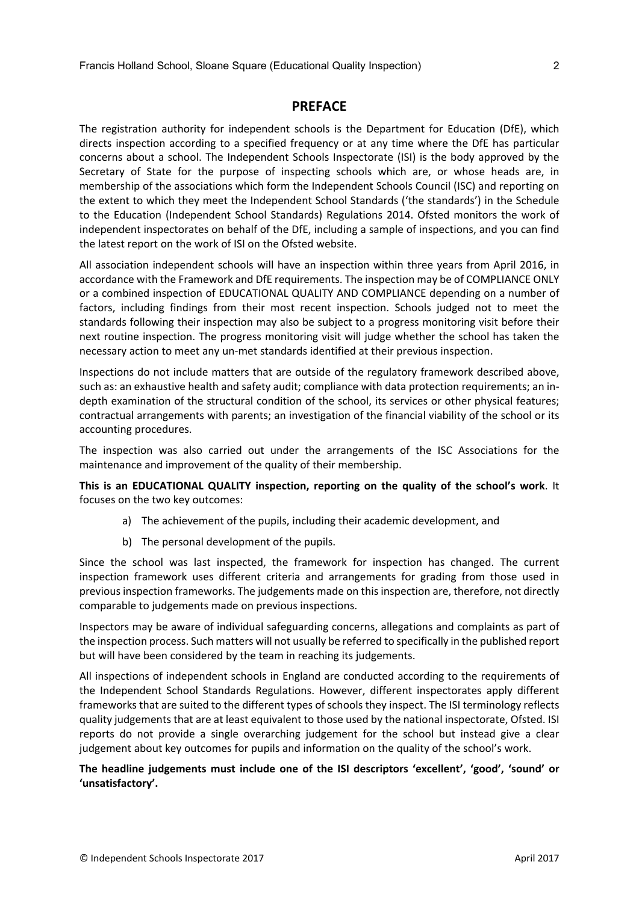## PREFACE

The registration authority for independent schools is the Department for Education (DfE), which directs inspection according to a specified frequency or at any time where the DfE has particular concerns about a school. The Independent Schools Inspectorate (ISI) is the body approved by the Secretary of State for the purpose of inspecting schools which are, or whose heads are, in membership of the associations which form the Independent Schools Council (ISC) and reporting on the extent to which they meet the Independent School Standards ('the standards') in the Schedule to the Education (Independent School Standards) Regulations 2014. Ofsted monitors the work of independent inspectorates on behalf of the DfE, including a sample of inspections, and you can find the latest report on the work of ISI on the Ofsted website.

All association independent schools will have an inspection within three years from April 2016, in accordance with the Framework and DfE requirements. The inspection may be of COMPLIANCE ONLY or a combined inspection of EDUCATIONAL QUALITY AND COMPLIANCE depending on a number of factors, including findings from their most recent inspection. Schools judged not to meet the standards following their inspection may also be subject to a progress monitoring visit before their next routine inspection. The progress monitoring visit will judge whether the school has taken the necessary action to meet any un-met standards identified at their previous inspection.

Inspections do not include matters that are outside of the regulatory framework described above, such as: an exhaustive health and safety audit; compliance with data protection requirements; an in-depth examination of the structural condition of the school, its services or other physical features; contractual arrangements with parents; an investigation of the financial viability of the school or its accounting procedures.

The inspection was also carried out under the arrangements of the ISC Associations for the maintenance and improvement of the quality of their membership.

**This is an EDUCATIONAL QUALITY inspection, reporting on the quality of the school's work**. It focuses on the two key outcomes:

a) The achievement of the pupils, including their academic development, and

b) The personal development of the pupils.

Since the school was last inspected, the framework for inspection has changed. The current inspection framework uses different criteria and arrangements for grading from those used in previous inspection frameworks. The judgements made on this inspection are, therefore, not directly comparable to judgements made on previous inspections.

Inspectors may be aware of individual safeguarding concerns, allegations and complaints as part of the inspection process. Such matters will not usually be referred to specifically in the published report but will have been considered by the team in reaching its judgements.

All inspections of independent schools in England are conducted according to the requirements of the Independent School Standards Regulations. However, different inspectorates apply different frameworks that are suited to the different types of schools they inspect. The ISI terminology reflects quality judgements that are at least equivalent to those used by the national inspectorate, Ofsted. ISI reports do not provide a single overarching judgement for the school but instead give a clear judgement about key outcomes for pupils and information on the quality of the school's work.

**The headline judgements must include one of the ISI descriptors 'excellent', 'good', 'sound' or 'unsatisfactory'.**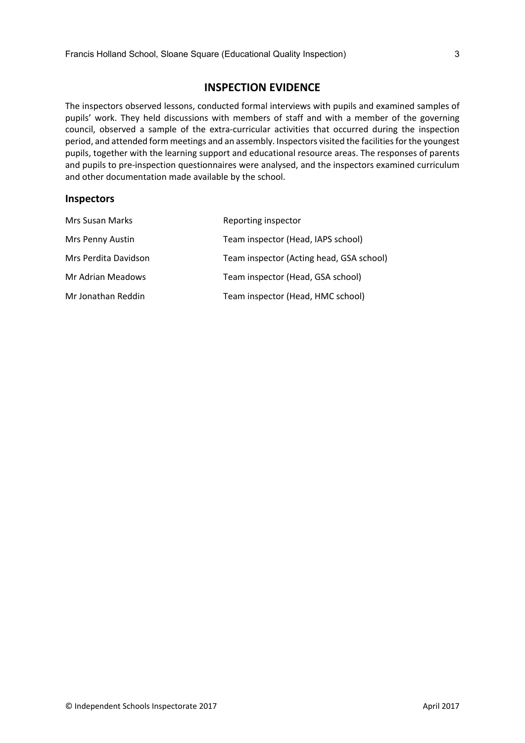## INSPECTION EVIDENCE

The inspectors observed lessons, conducted formal interviews with pupils and examined samples of pupils' work. They held discussions with members of staff and with a member of the governing council, observed a sample of the extra-curricular activities that occurred during the inspection period, and attended form meetings and an assembly. Inspectors visited the facilities for the youngest pupils, together with the learning support and educational resource areas. The responses of parents and pupils to pre-inspection questionnaires were analysed, and the inspectors examined curriculum and other documentation made available by the school.

### Inspectors

| | |
|---|---|
| Mrs Susan Marks | Reporting inspector |
| Mrs Penny Austin | Team inspector (Head, IAPS school) |
| Mrs Perdita Davidson | Team inspector (Acting head, GSA school) |
| Mr Adrian Meadows | Team inspector (Head, GSA school) |
| Mr Jonathan Reddin | Team inspector (Head, HMC school) |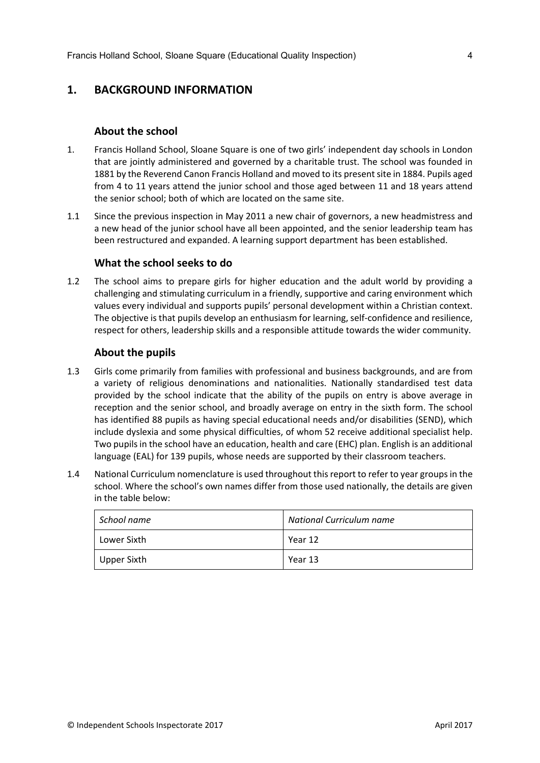## 1. BACKGROUND INFORMATION

### About the school

1. Francis Holland School, Sloane Square is one of two girls' independent day schools in London that are jointly administered and governed by a charitable trust. The school was founded in 1881 by the Reverend Canon Francis Holland and moved to its present site in 1884. Pupils aged from 4 to 11 years attend the junior school and those aged between 11 and 18 years attend the senior school; both of which are located on the same site.

1.1 Since the previous inspection in May 2011 a new chair of governors, a new headmistress and a new head of the junior school have all been appointed, and the senior leadership team has been restructured and expanded. A learning support department has been established.

### What the school seeks to do

1.2 The school aims to prepare girls for higher education and the adult world by providing a challenging and stimulating curriculum in a friendly, supportive and caring environment which values every individual and supports pupils' personal development within a Christian context. The objective is that pupils develop an enthusiasm for learning, self-confidence and resilience, respect for others, leadership skills and a responsible attitude towards the wider community.

### About the pupils

1.3 Girls come primarily from families with professional and business backgrounds, and are from a variety of religious denominations and nationalities. Nationally standardised test data provided by the school indicate that the ability of the pupils on entry is above average in reception and the senior school, and broadly average on entry in the sixth form. The school has identified 88 pupils as having special educational needs and/or disabilities (SEND), which include dyslexia and some physical difficulties, of whom 52 receive additional specialist help. Two pupils in the school have an education, health and care (EHC) plan. English is an additional language (EAL) for 139 pupils, whose needs are supported by their classroom teachers.

1.4 National Curriculum nomenclature is used throughout this report to refer to year groups in the school. Where the school's own names differ from those used nationally, the details are given in the table below:

| *School name* | *National Curriculum name* |
|---|---|
| Lower Sixth | Year 12 |
| Upper Sixth | Year 13 |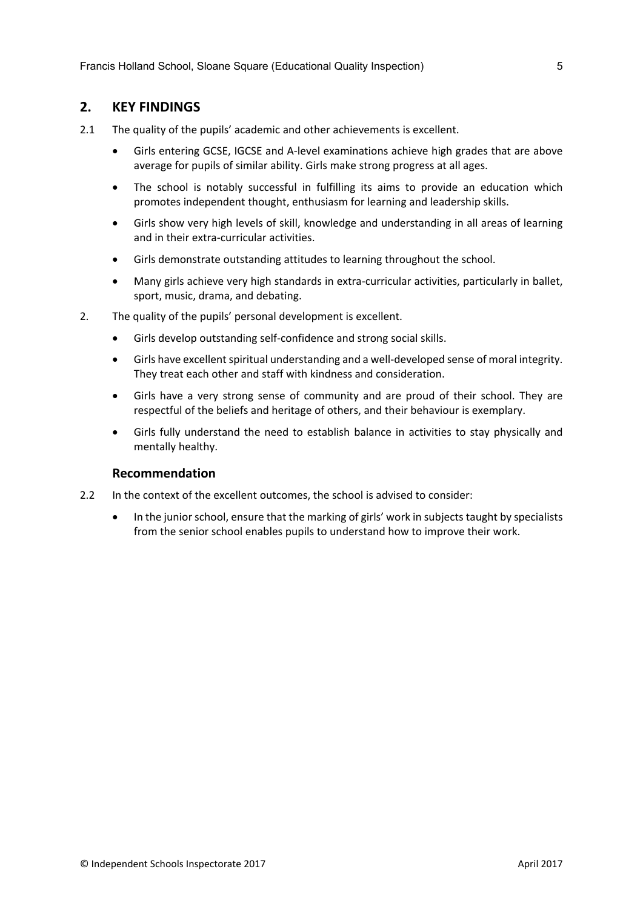## 2. KEY FINDINGS

2.1 The quality of the pupils' academic and other achievements is excellent.

- Girls entering GCSE, IGCSE and A-level examinations achieve high grades that are above average for pupils of similar ability. Girls make strong progress at all ages.
- The school is notably successful in fulfilling its aims to provide an education which promotes independent thought, enthusiasm for learning and leadership skills.
- Girls show very high levels of skill, knowledge and understanding in all areas of learning and in their extra-curricular activities.
- Girls demonstrate outstanding attitudes to learning throughout the school.
- Many girls achieve very high standards in extra-curricular activities, particularly in ballet, sport, music, drama, and debating.

2. The quality of the pupils' personal development is excellent.

- Girls develop outstanding self-confidence and strong social skills.
- Girls have excellent spiritual understanding and a well-developed sense of moral integrity. They treat each other and staff with kindness and consideration.
- Girls have a very strong sense of community and are proud of their school. They are respectful of the beliefs and heritage of others, and their behaviour is exemplary.
- Girls fully understand the need to establish balance in activities to stay physically and mentally healthy.

### Recommendation

2.2 In the context of the excellent outcomes, the school is advised to consider:

- In the junior school, ensure that the marking of girls' work in subjects taught by specialists from the senior school enables pupils to understand how to improve their work.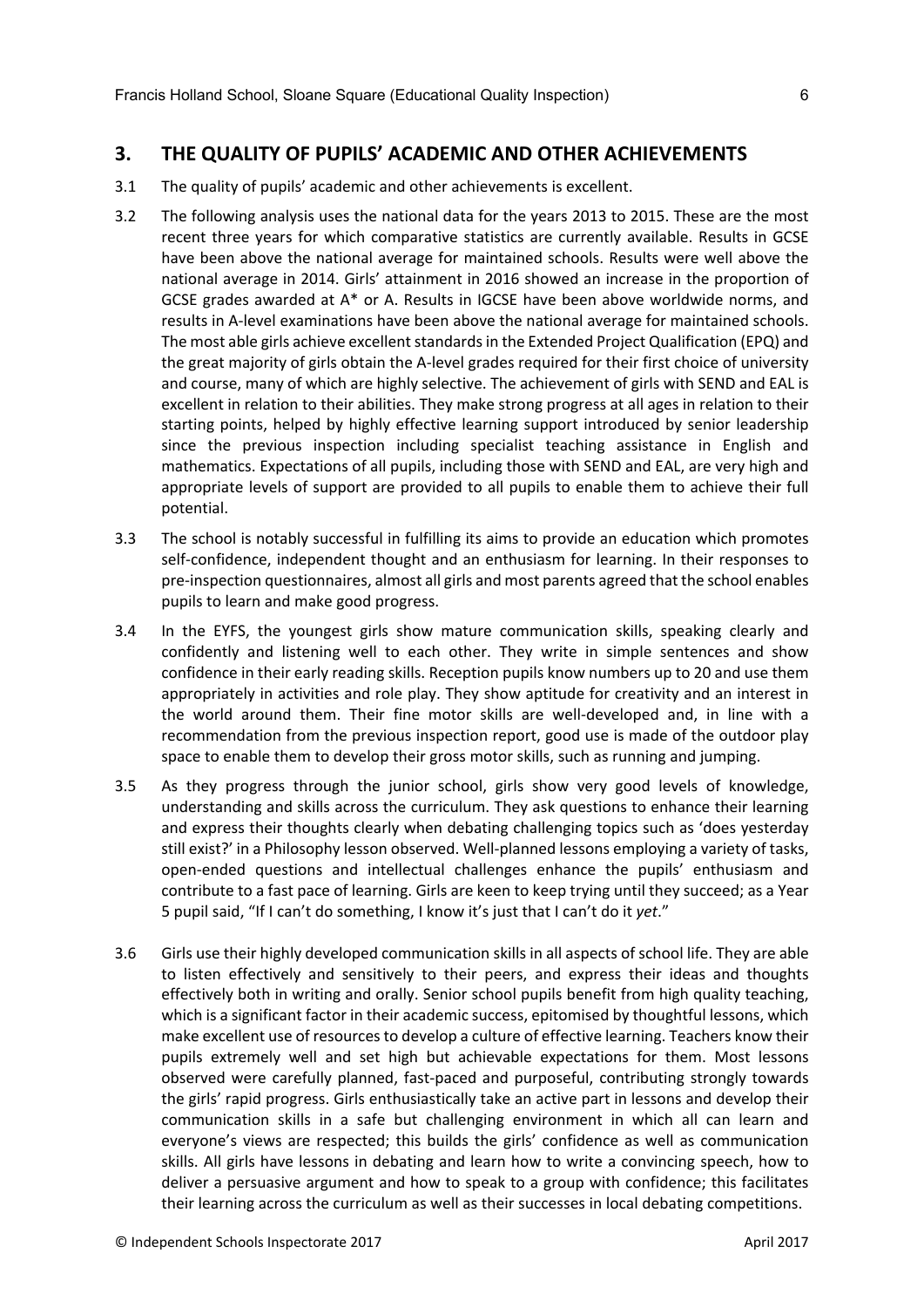## 3. THE QUALITY OF PUPILS' ACADEMIC AND OTHER ACHIEVEMENTS

3.1 The quality of pupils' academic and other achievements is excellent.

3.2 The following analysis uses the national data for the years 2013 to 2015. These are the most recent three years for which comparative statistics are currently available. Results in GCSE have been above the national average for maintained schools. Results were well above the national average in 2014. Girls' attainment in 2016 showed an increase in the proportion of GCSE grades awarded at A* or A. Results in IGCSE have been above worldwide norms, and results in A-level examinations have been above the national average for maintained schools. The most able girls achieve excellent standards in the Extended Project Qualification (EPQ) and the great majority of girls obtain the A-level grades required for their first choice of university and course, many of which are highly selective. The achievement of girls with SEND and EAL is excellent in relation to their abilities. They make strong progress at all ages in relation to their starting points, helped by highly effective learning support introduced by senior leadership since the previous inspection including specialist teaching assistance in English and mathematics. Expectations of all pupils, including those with SEND and EAL, are very high and appropriate levels of support are provided to all pupils to enable them to achieve their full potential.

3.3 The school is notably successful in fulfilling its aims to provide an education which promotes self-confidence, independent thought and an enthusiasm for learning. In their responses to pre-inspection questionnaires, almost all girls and most parents agreed that the school enables pupils to learn and make good progress.

3.4 In the EYFS, the youngest girls show mature communication skills, speaking clearly and confidently and listening well to each other. They write in simple sentences and show confidence in their early reading skills. Reception pupils know numbers up to 20 and use them appropriately in activities and role play. They show aptitude for creativity and an interest in the world around them. Their fine motor skills are well-developed and, in line with a recommendation from the previous inspection report, good use is made of the outdoor play space to enable them to develop their gross motor skills, such as running and jumping.

3.5 As they progress through the junior school, girls show very good levels of knowledge, understanding and skills across the curriculum. They ask questions to enhance their learning and express their thoughts clearly when debating challenging topics such as 'does yesterday still exist?' in a Philosophy lesson observed. Well-planned lessons employing a variety of tasks, open-ended questions and intellectual challenges enhance the pupils' enthusiasm and contribute to a fast pace of learning. Girls are keen to keep trying until they succeed; as a Year 5 pupil said, "If I can't do something, I know it's just that I can't do it *yet*."

3.6 Girls use their highly developed communication skills in all aspects of school life. They are able to listen effectively and sensitively to their peers, and express their ideas and thoughts effectively both in writing and orally. Senior school pupils benefit from high quality teaching, which is a significant factor in their academic success, epitomised by thoughtful lessons, which make excellent use of resources to develop a culture of effective learning. Teachers know their pupils extremely well and set high but achievable expectations for them. Most lessons observed were carefully planned, fast-paced and purposeful, contributing strongly towards the girls' rapid progress. Girls enthusiastically take an active part in lessons and develop their communication skills in a safe but challenging environment in which all can learn and everyone's views are respected; this builds the girls' confidence as well as communication skills. All girls have lessons in debating and learn how to write a convincing speech, how to deliver a persuasive argument and how to speak to a group with confidence; this facilitates their learning across the curriculum as well as their successes in local debating competitions.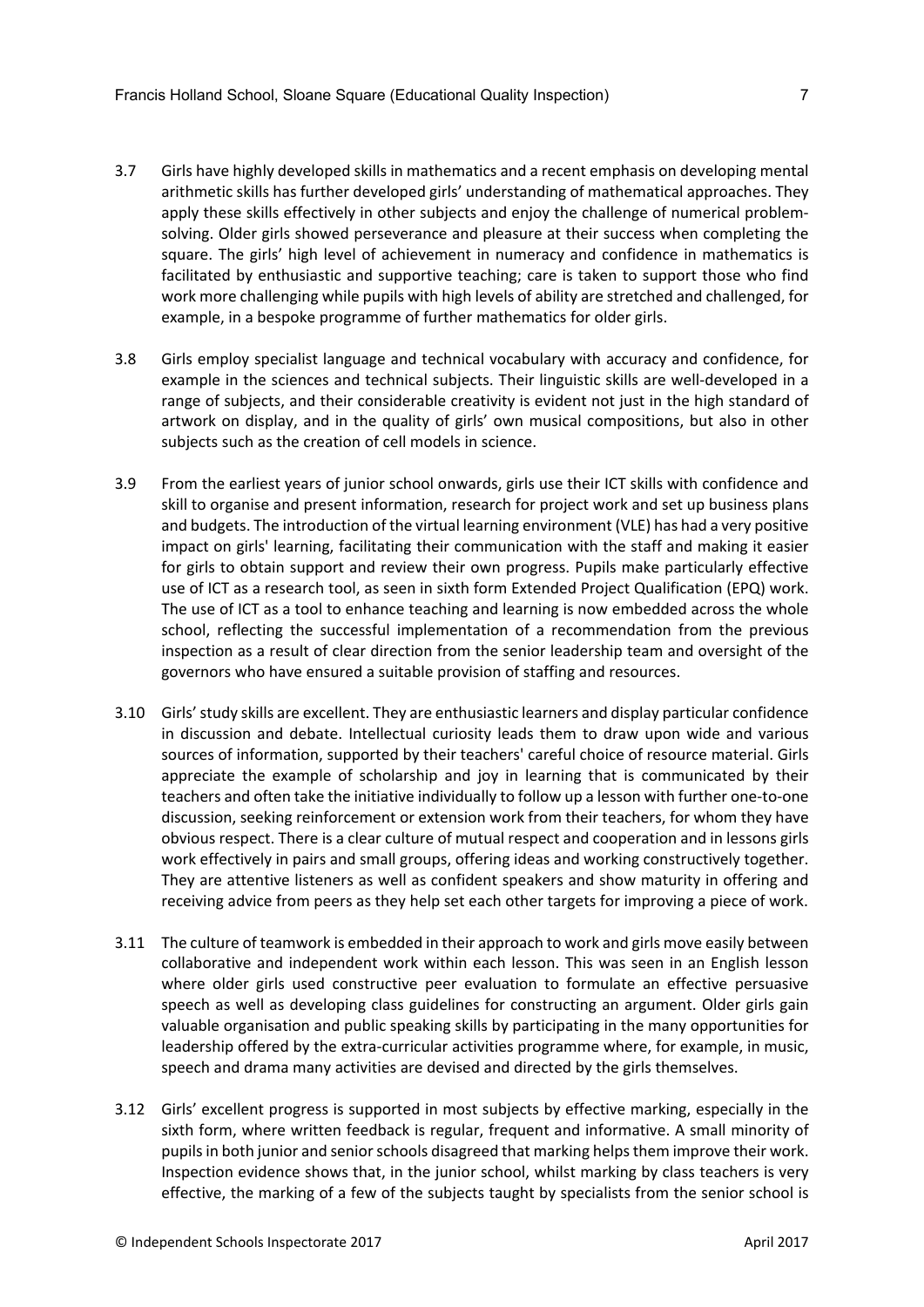3.7 Girls have highly developed skills in mathematics and a recent emphasis on developing mental arithmetic skills has further developed girls' understanding of mathematical approaches. They apply these skills effectively in other subjects and enjoy the challenge of numerical problem-solving. Older girls showed perseverance and pleasure at their success when completing the square. The girls' high level of achievement in numeracy and confidence in mathematics is facilitated by enthusiastic and supportive teaching; care is taken to support those who find work more challenging while pupils with high levels of ability are stretched and challenged, for example, in a bespoke programme of further mathematics for older girls.

3.8 Girls employ specialist language and technical vocabulary with accuracy and confidence, for example in the sciences and technical subjects. Their linguistic skills are well-developed in a range of subjects, and their considerable creativity is evident not just in the high standard of artwork on display, and in the quality of girls' own musical compositions, but also in other subjects such as the creation of cell models in science.

3.9 From the earliest years of junior school onwards, girls use their ICT skills with confidence and skill to organise and present information, research for project work and set up business plans and budgets. The introduction of the virtual learning environment (VLE) has had a very positive impact on girls' learning, facilitating their communication with the staff and making it easier for girls to obtain support and review their own progress. Pupils make particularly effective use of ICT as a research tool, as seen in sixth form Extended Project Qualification (EPQ) work. The use of ICT as a tool to enhance teaching and learning is now embedded across the whole school, reflecting the successful implementation of a recommendation from the previous inspection as a result of clear direction from the senior leadership team and oversight of the governors who have ensured a suitable provision of staffing and resources.

3.10 Girls' study skills are excellent. They are enthusiastic learners and display particular confidence in discussion and debate. Intellectual curiosity leads them to draw upon wide and various sources of information, supported by their teachers' careful choice of resource material. Girls appreciate the example of scholarship and joy in learning that is communicated by their teachers and often take the initiative individually to follow up a lesson with further one-to-one discussion, seeking reinforcement or extension work from their teachers, for whom they have obvious respect. There is a clear culture of mutual respect and cooperation and in lessons girls work effectively in pairs and small groups, offering ideas and working constructively together. They are attentive listeners as well as confident speakers and show maturity in offering and receiving advice from peers as they help set each other targets for improving a piece of work.

3.11 The culture of teamwork is embedded in their approach to work and girls move easily between collaborative and independent work within each lesson. This was seen in an English lesson where older girls used constructive peer evaluation to formulate an effective persuasive speech as well as developing class guidelines for constructing an argument. Older girls gain valuable organisation and public speaking skills by participating in the many opportunities for leadership offered by the extra-curricular activities programme where, for example, in music, speech and drama many activities are devised and directed by the girls themselves.

3.12 Girls' excellent progress is supported in most subjects by effective marking, especially in the sixth form, where written feedback is regular, frequent and informative. A small minority of pupils in both junior and senior schools disagreed that marking helps them improve their work. Inspection evidence shows that, in the junior school, whilst marking by class teachers is very effective, the marking of a few of the subjects taught by specialists from the senior school is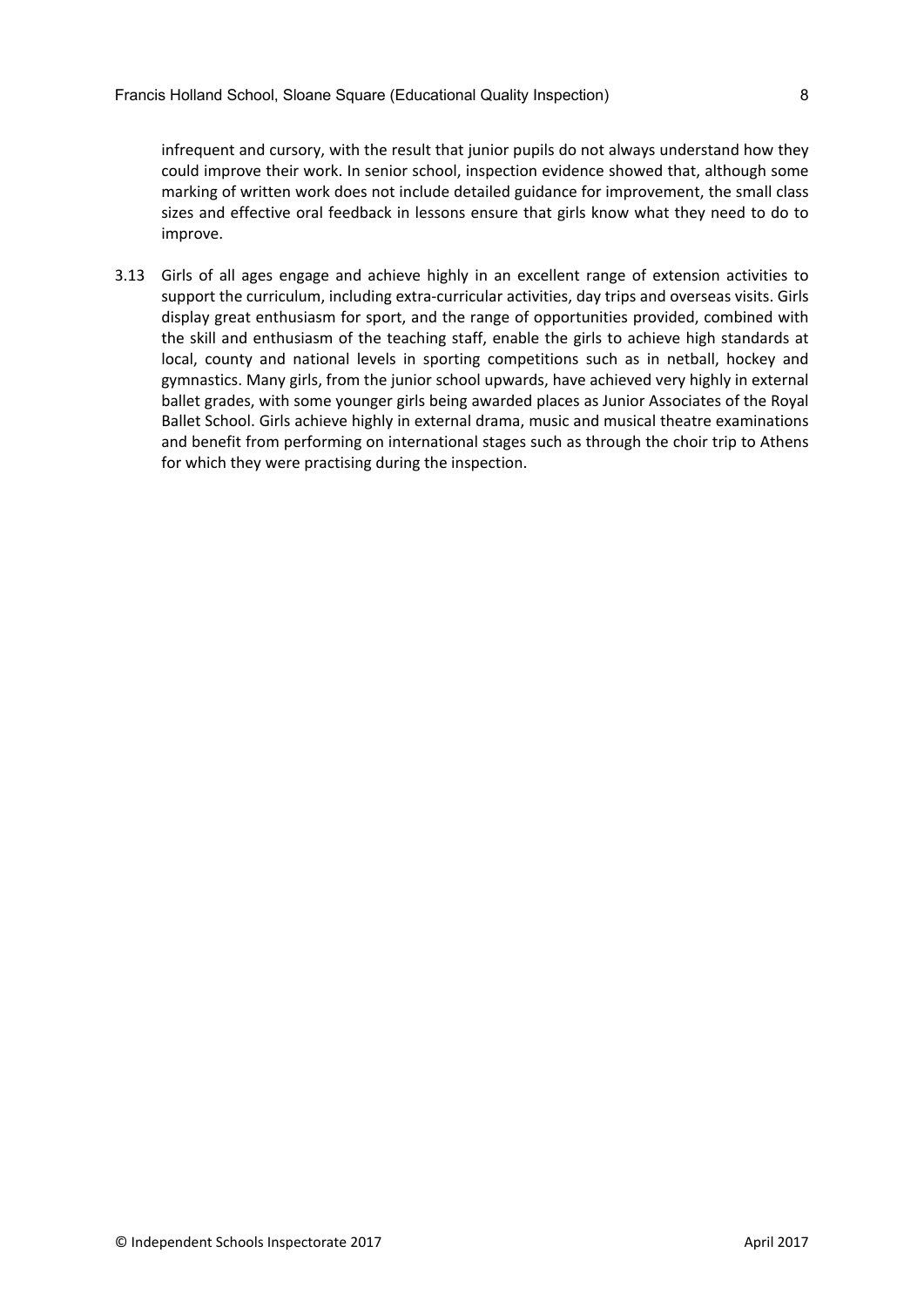infrequent and cursory, with the result that junior pupils do not always understand how they could improve their work. In senior school, inspection evidence showed that, although some marking of written work does not include detailed guidance for improvement, the small class sizes and effective oral feedback in lessons ensure that girls know what they need to do to improve.

3.13 Girls of all ages engage and achieve highly in an excellent range of extension activities to support the curriculum, including extra-curricular activities, day trips and overseas visits. Girls display great enthusiasm for sport, and the range of opportunities provided, combined with the skill and enthusiasm of the teaching staff, enable the girls to achieve high standards at local, county and national levels in sporting competitions such as in netball, hockey and gymnastics. Many girls, from the junior school upwards, have achieved very highly in external ballet grades, with some younger girls being awarded places as Junior Associates of the Royal Ballet School. Girls achieve highly in external drama, music and musical theatre examinations and benefit from performing on international stages such as through the choir trip to Athens for which they were practising during the inspection.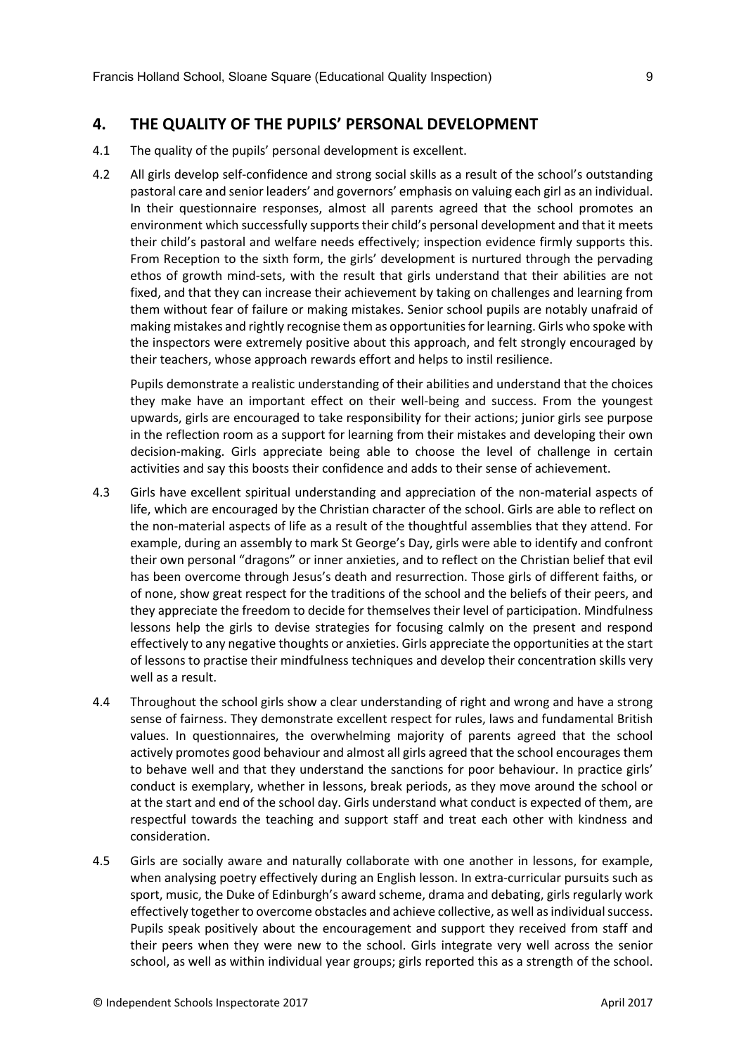## 4. THE QUALITY OF THE PUPILS' PERSONAL DEVELOPMENT

4.1 The quality of the pupils' personal development is excellent.

4.2 All girls develop self-confidence and strong social skills as a result of the school's outstanding pastoral care and senior leaders' and governors' emphasis on valuing each girl as an individual. In their questionnaire responses, almost all parents agreed that the school promotes an environment which successfully supports their child's personal development and that it meets their child's pastoral and welfare needs effectively; inspection evidence firmly supports this. From Reception to the sixth form, the girls' development is nurtured through the pervading ethos of growth mind-sets, with the result that girls understand that their abilities are not fixed, and that they can increase their achievement by taking on challenges and learning from them without fear of failure or making mistakes. Senior school pupils are notably unafraid of making mistakes and rightly recognise them as opportunities for learning. Girls who spoke with the inspectors were extremely positive about this approach, and felt strongly encouraged by their teachers, whose approach rewards effort and helps to instil resilience.

Pupils demonstrate a realistic understanding of their abilities and understand that the choices they make have an important effect on their well-being and success. From the youngest upwards, girls are encouraged to take responsibility for their actions; junior girls see purpose in the reflection room as a support for learning from their mistakes and developing their own decision-making. Girls appreciate being able to choose the level of challenge in certain activities and say this boosts their confidence and adds to their sense of achievement.

4.3 Girls have excellent spiritual understanding and appreciation of the non-material aspects of life, which are encouraged by the Christian character of the school. Girls are able to reflect on the non-material aspects of life as a result of the thoughtful assemblies that they attend. For example, during an assembly to mark St George's Day, girls were able to identify and confront their own personal "dragons" or inner anxieties, and to reflect on the Christian belief that evil has been overcome through Jesus's death and resurrection. Those girls of different faiths, or of none, show great respect for the traditions of the school and the beliefs of their peers, and they appreciate the freedom to decide for themselves their level of participation. Mindfulness lessons help the girls to devise strategies for focusing calmly on the present and respond effectively to any negative thoughts or anxieties. Girls appreciate the opportunities at the start of lessons to practise their mindfulness techniques and develop their concentration skills very well as a result.

4.4 Throughout the school girls show a clear understanding of right and wrong and have a strong sense of fairness. They demonstrate excellent respect for rules, laws and fundamental British values. In questionnaires, the overwhelming majority of parents agreed that the school actively promotes good behaviour and almost all girls agreed that the school encourages them to behave well and that they understand the sanctions for poor behaviour. In practice girls' conduct is exemplary, whether in lessons, break periods, as they move around the school or at the start and end of the school day. Girls understand what conduct is expected of them, are respectful towards the teaching and support staff and treat each other with kindness and consideration.

4.5 Girls are socially aware and naturally collaborate with one another in lessons, for example, when analysing poetry effectively during an English lesson. In extra-curricular pursuits such as sport, music, the Duke of Edinburgh's award scheme, drama and debating, girls regularly work effectively together to overcome obstacles and achieve collective, as well as individual success. Pupils speak positively about the encouragement and support they received from staff and their peers when they were new to the school. Girls integrate very well across the senior school, as well as within individual year groups; girls reported this as a strength of the school.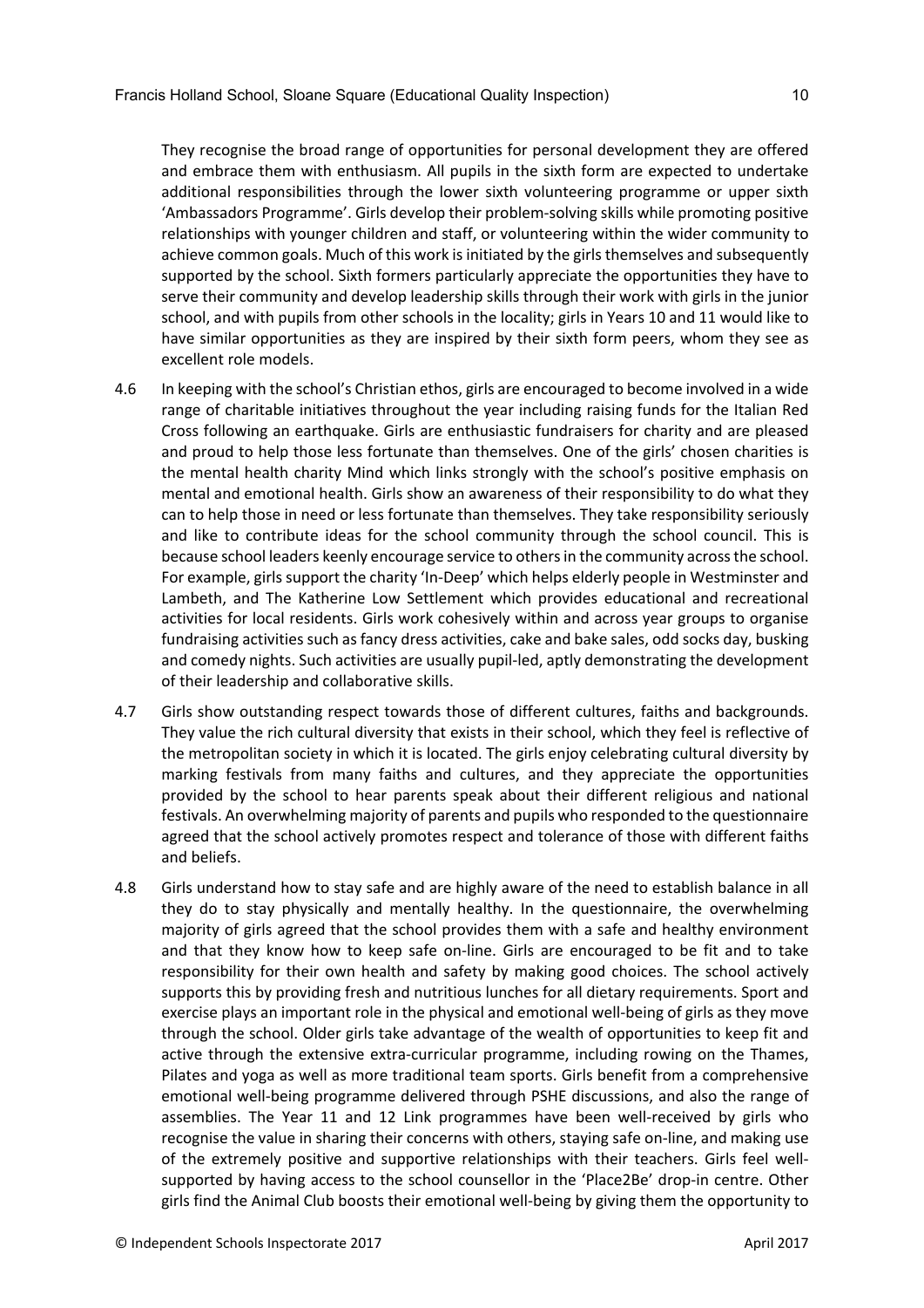They recognise the broad range of opportunities for personal development they are offered and embrace them with enthusiasm. All pupils in the sixth form are expected to undertake additional responsibilities through the lower sixth volunteering programme or upper sixth 'Ambassadors Programme'. Girls develop their problem-solving skills while promoting positive relationships with younger children and staff, or volunteering within the wider community to achieve common goals. Much of this work is initiated by the girls themselves and subsequently supported by the school. Sixth formers particularly appreciate the opportunities they have to serve their community and develop leadership skills through their work with girls in the junior school, and with pupils from other schools in the locality; girls in Years 10 and 11 would like to have similar opportunities as they are inspired by their sixth form peers, whom they see as excellent role models.

4.6 In keeping with the school's Christian ethos, girls are encouraged to become involved in a wide range of charitable initiatives throughout the year including raising funds for the Italian Red Cross following an earthquake. Girls are enthusiastic fundraisers for charity and are pleased and proud to help those less fortunate than themselves. One of the girls' chosen charities is the mental health charity Mind which links strongly with the school's positive emphasis on mental and emotional health. Girls show an awareness of their responsibility to do what they can to help those in need or less fortunate than themselves. They take responsibility seriously and like to contribute ideas for the school community through the school council. This is because school leaders keenly encourage service to others in the community across the school. For example, girls support the charity 'In-Deep' which helps elderly people in Westminster and Lambeth, and The Katherine Low Settlement which provides educational and recreational activities for local residents. Girls work cohesively within and across year groups to organise fundraising activities such as fancy dress activities, cake and bake sales, odd socks day, busking and comedy nights. Such activities are usually pupil-led, aptly demonstrating the development of their leadership and collaborative skills.

4.7 Girls show outstanding respect towards those of different cultures, faiths and backgrounds. They value the rich cultural diversity that exists in their school, which they feel is reflective of the metropolitan society in which it is located. The girls enjoy celebrating cultural diversity by marking festivals from many faiths and cultures, and they appreciate the opportunities provided by the school to hear parents speak about their different religious and national festivals. An overwhelming majority of parents and pupils who responded to the questionnaire agreed that the school actively promotes respect and tolerance of those with different faiths and beliefs.

4.8 Girls understand how to stay safe and are highly aware of the need to establish balance in all they do to stay physically and mentally healthy. In the questionnaire, the overwhelming majority of girls agreed that the school provides them with a safe and healthy environment and that they know how to keep safe on-line. Girls are encouraged to be fit and to take responsibility for their own health and safety by making good choices. The school actively supports this by providing fresh and nutritious lunches for all dietary requirements. Sport and exercise plays an important role in the physical and emotional well-being of girls as they move through the school. Older girls take advantage of the wealth of opportunities to keep fit and active through the extensive extra-curricular programme, including rowing on the Thames, Pilates and yoga as well as more traditional team sports. Girls benefit from a comprehensive emotional well-being programme delivered through PSHE discussions, and also the range of assemblies. The Year 11 and 12 Link programmes have been well-received by girls who recognise the value in sharing their concerns with others, staying safe on-line, and making use of the extremely positive and supportive relationships with their teachers. Girls feel well-supported by having access to the school counsellor in the 'Place2Be' drop-in centre. Other girls find the Animal Club boosts their emotional well-being by giving them the opportunity to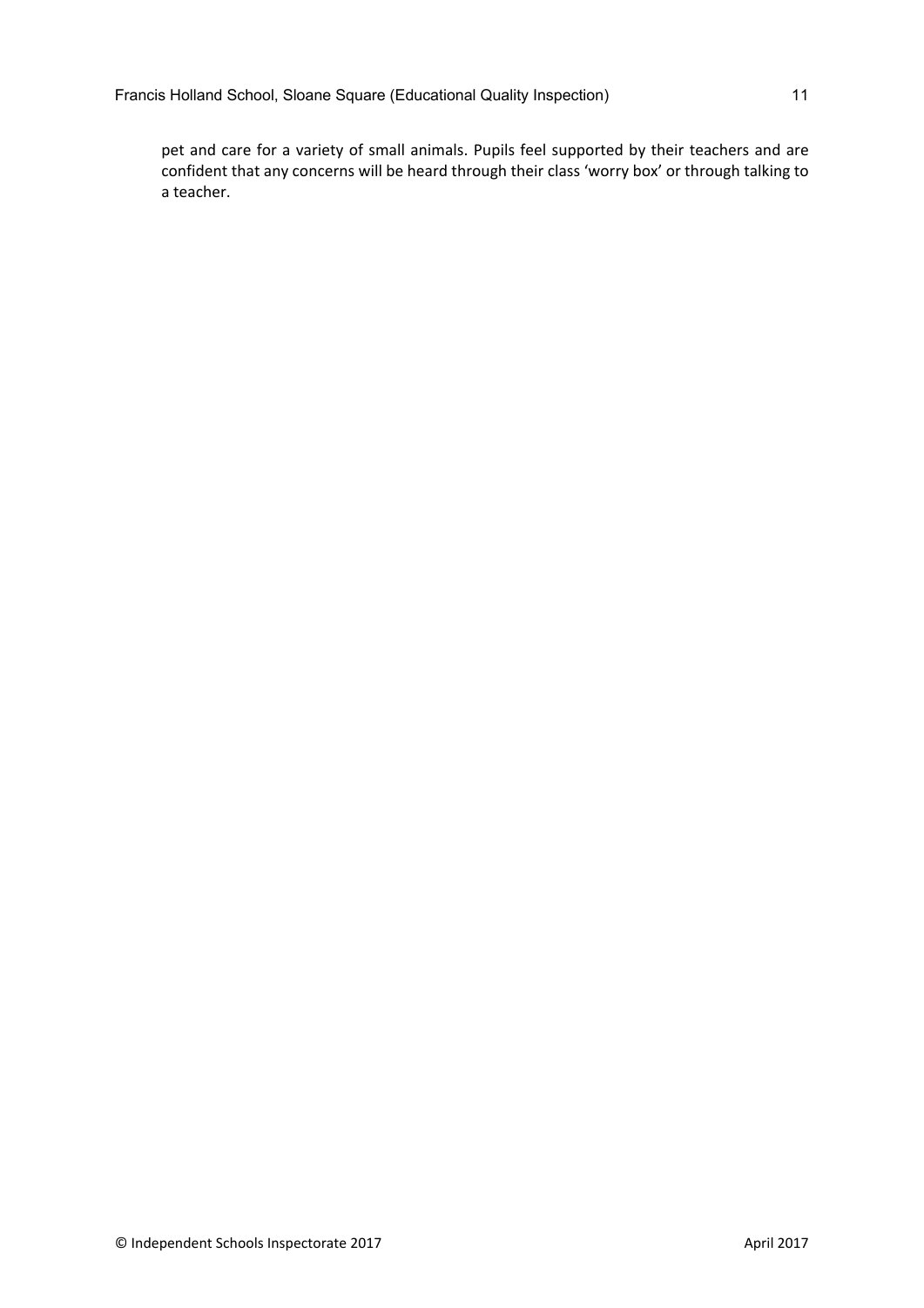pet and care for a variety of small animals. Pupils feel supported by their teachers and are confident that any concerns will be heard through their class 'worry box' or through talking to a teacher.